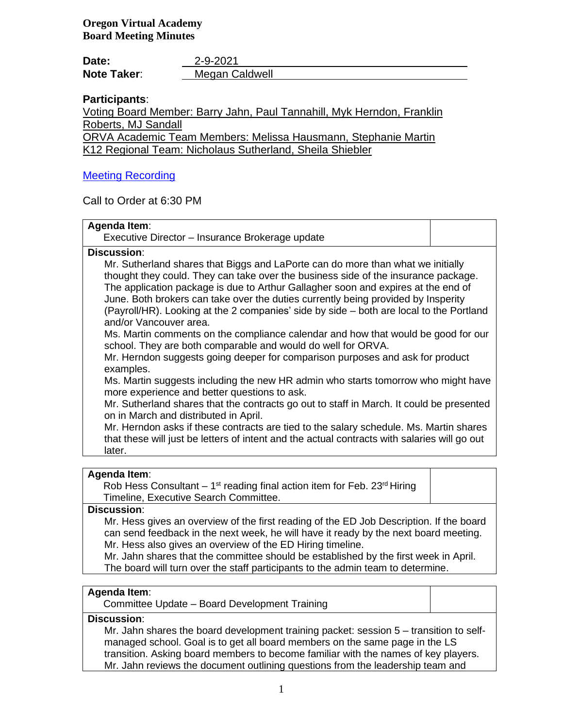**Oregon Virtual Academy**
**Board Meeting Minutes**

**Date:** 2-9-2021
**Note Taker**: Megan Caldwell

**Participants**:

Voting Board Member: Barry Jahn, Paul Tannahill, Myk Herndon, Franklin Roberts, MJ Sandall
ORVA Academic Team Members: Melissa Hausmann, Stephanie Martin
K12 Regional Team: Nicholaus Sutherland, Sheila Shiebler

[Meeting Recording]

Call to Order at 6:30 PM

| **Agenda Item**: Executive Director – Insurance Brokerage update | |
|---|---|
| **Discussion**: Mr. Sutherland shares that Biggs and LaPorte can do more than what we initially thought they could. They can take over the business side of the insurance package. The application package is due to Arthur Gallagher soon and expires at the end of June. Both brokers can take over the duties currently being provided by Insperity (Payroll/HR). Looking at the 2 companies' side by side – both are local to the Portland and/or Vancouver area. Ms. Martin comments on the compliance calendar and how that would be good for our school. They are both comparable and would do well for ORVA. Mr. Herndon suggests going deeper for comparison purposes and ask for product examples. Ms. Martin suggests including the new HR admin who starts tomorrow who might have more experience and better questions to ask. Mr. Sutherland shares that the contracts go out to staff in March. It could be presented on in March and distributed in April. Mr. Herndon asks if these contracts are tied to the salary schedule. Ms. Martin shares that these will just be letters of intent and the actual contracts with salaries will go out later. | |

| **Agenda Item**: Rob Hess Consultant – 1st reading final action item for Feb. 23rd Hiring Timeline, Executive Search Committee. | |
|---|---|
| **Discussion**: Mr. Hess gives an overview of the first reading of the ED Job Description. If the board can send feedback in the next week, he will have it ready by the next board meeting. Mr. Hess also gives an overview of the ED Hiring timeline. Mr. Jahn shares that the committee should be established by the first week in April. The board will turn over the staff participants to the admin team to determine. | |

| **Agenda Item**: Committee Update – Board Development Training | |
|---|---|
| **Discussion**: Mr. Jahn shares the board development training packet: session 5 – transition to self-managed school. Goal is to get all board members on the same page in the LS transition. Asking board members to become familiar with the names of key players. Mr. Jahn reviews the document outlining questions from the leadership team and | |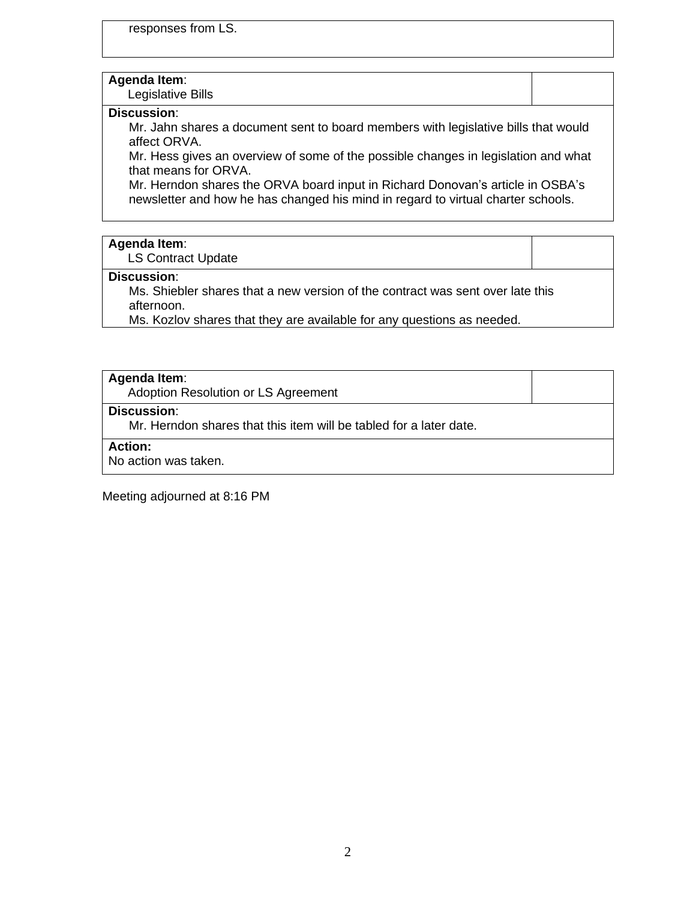responses from LS.

**Agenda Item**:
Legislative Bills

**Discussion**:
Mr. Jahn shares a document sent to board members with legislative bills that would affect ORVA.
Mr. Hess gives an overview of some of the possible changes in legislation and what that means for ORVA.
Mr. Herndon shares the ORVA board input in Richard Donovan's article in OSBA's newsletter and how he has changed his mind in regard to virtual charter schools.

**Agenda Item**:
LS Contract Update

**Discussion**:
Ms. Shiebler shares that a new version of the contract was sent over late this afternoon.
Ms. Kozlov shares that they are available for any questions as needed.

**Agenda Item**:
Adoption Resolution or LS Agreement

**Discussion**:
Mr. Herndon shares that this item will be tabled for a later date.

**Action:**
No action was taken.

Meeting adjourned at 8:16 PM